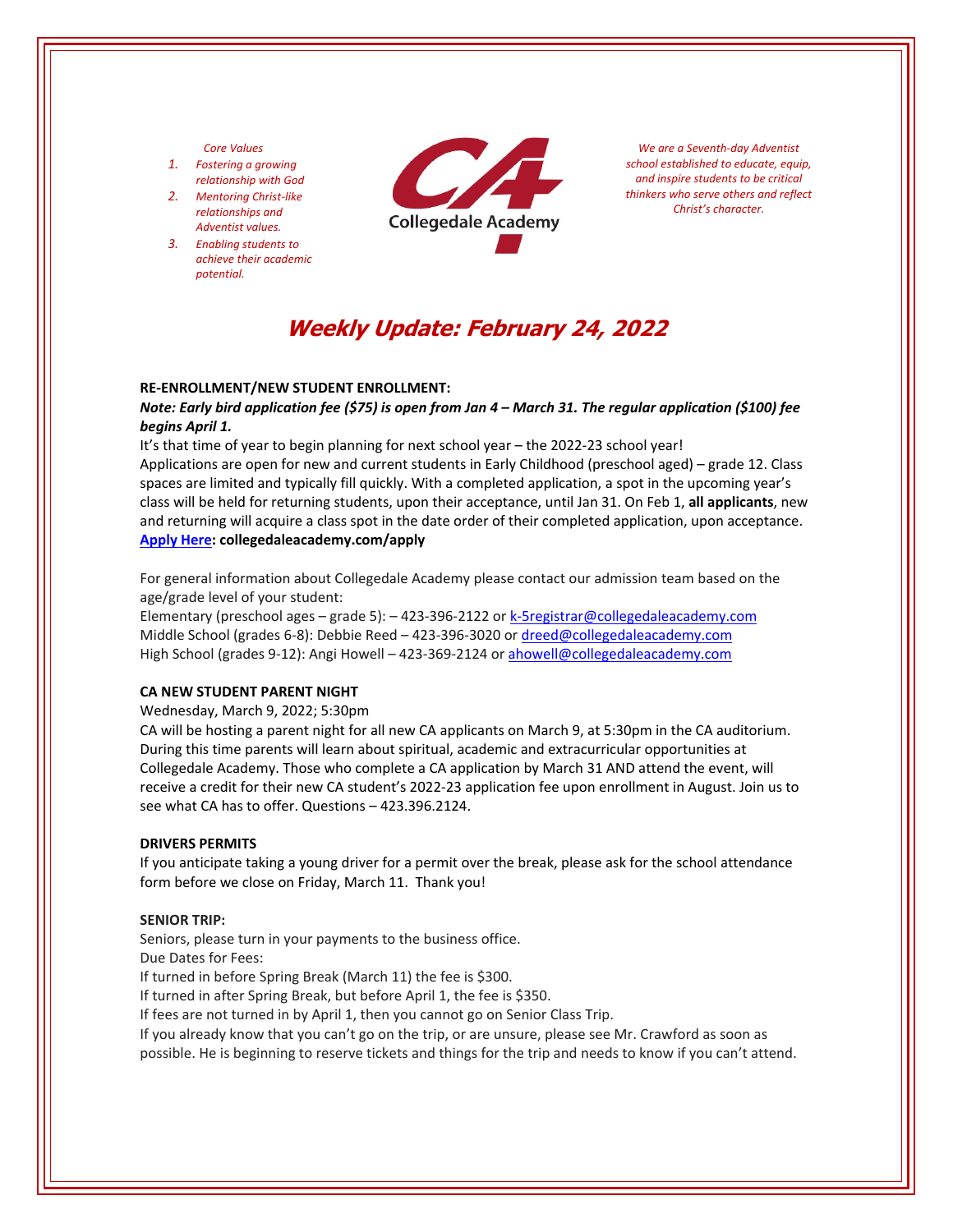*Core Values*

1. *Fostering a growing relationship with God*
2. *Mentoring Christ-like relationships and Adventist values.*
3. *Enabling students to achieve their academic potential.*

Collegedale Academy

*We are a Seventh-day Adventist school established to educate, equip, and inspire students to be critical thinkers who serve others and reflect Christ's character.*

# *Weekly Update: February 24, 2022*

**RE-ENROLLMENT/NEW STUDENT ENROLLMENT:**

***Note: Early bird application fee ($75) is open from Jan 4 – March 31. The regular application ($100) fee begins April 1.***

It's that time of year to begin planning for next school year – the 2022-23 school year!
Applications are open for new and current students in Early Childhood (preschool aged) – grade 12. Class spaces are limited and typically fill quickly. With a completed application, a spot in the upcoming year's class will be held for returning students, upon their acceptance, until Jan 31. On Feb 1, **all applicants**, new and returning will acquire a class spot in the date order of their completed application, upon acceptance.
**Apply Here: collegedaleacademy.com/apply**

For general information about Collegedale Academy please contact our admission team based on the age/grade level of your student:
Elementary (preschool ages – grade 5): – 423-396-2122 or k-5registrar@collegedaleacademy.com
Middle School (grades 6-8): Debbie Reed – 423-396-3020 or dreed@collegedaleacademy.com
High School (grades 9-12): Angi Howell – 423-369-2124 or ahowell@collegedaleacademy.com

**CA NEW STUDENT PARENT NIGHT**

Wednesday, March 9, 2022; 5:30pm
CA will be hosting a parent night for all new CA applicants on March 9, at 5:30pm in the CA auditorium. During this time parents will learn about spiritual, academic and extracurricular opportunities at Collegedale Academy. Those who complete a CA application by March 31 AND attend the event, will receive a credit for their new CA student's 2022-23 application fee upon enrollment in August. Join us to see what CA has to offer. Questions – 423.396.2124.

**DRIVERS PERMITS**

If you anticipate taking a young driver for a permit over the break, please ask for the school attendance form before we close on Friday, March 11. Thank you!

**SENIOR TRIP:**

Seniors, please turn in your payments to the business office.
Due Dates for Fees:
If turned in before Spring Break (March 11) the fee is $300.
If turned in after Spring Break, but before April 1, the fee is $350.
If fees are not turned in by April 1, then you cannot go on Senior Class Trip.
If you already know that you can't go on the trip, or are unsure, please see Mr. Crawford as soon as possible. He is beginning to reserve tickets and things for the trip and needs to know if you can't attend.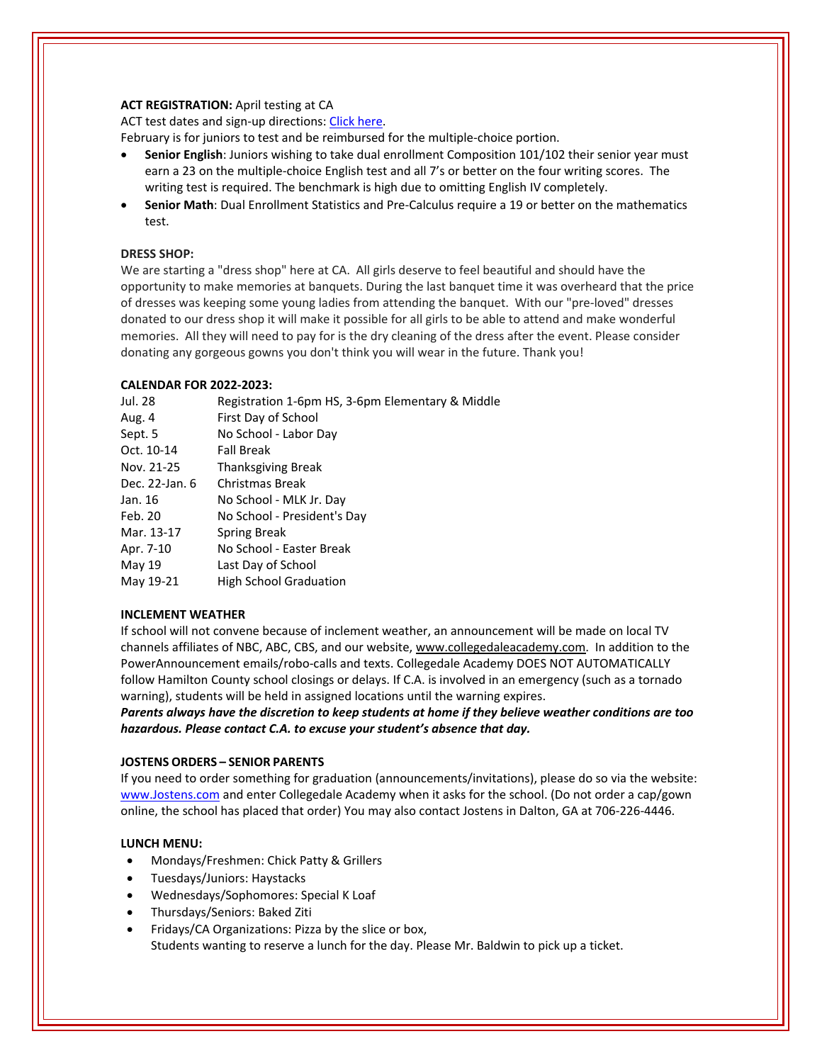**ACT REGISTRATION:** April testing at CA

ACT test dates and sign-up directions: Click here.

February is for juniors to test and be reimbursed for the multiple-choice portion.

- **Senior English**: Juniors wishing to take dual enrollment Composition 101/102 their senior year must earn a 23 on the multiple-choice English test and all 7's or better on the four writing scores. The writing test is required. The benchmark is high due to omitting English IV completely.
- **Senior Math**: Dual Enrollment Statistics and Pre-Calculus require a 19 or better on the mathematics test.

**DRESS SHOP:**

We are starting a "dress shop" here at CA. All girls deserve to feel beautiful and should have the opportunity to make memories at banquets. During the last banquet time it was overheard that the price of dresses was keeping some young ladies from attending the banquet. With our "pre-loved" dresses donated to our dress shop it will make it possible for all girls to be able to attend and make wonderful memories. All they will need to pay for is the dry cleaning of the dress after the event. Please consider donating any gorgeous gowns you don't think you will wear in the future. Thank you!

**CALENDAR FOR 2022-2023:**

| | |
|---|---|
| Jul. 28 | Registration 1-6pm HS, 3-6pm Elementary & Middle |
| Aug. 4 | First Day of School |
| Sept. 5 | No School - Labor Day |
| Oct. 10-14 | Fall Break |
| Nov. 21-25 | Thanksgiving Break |
| Dec. 22-Jan. 6 | Christmas Break |
| Jan. 16 | No School - MLK Jr. Day |
| Feb. 20 | No School - President's Day |
| Mar. 13-17 | Spring Break |
| Apr. 7-10 | No School - Easter Break |
| May 19 | Last Day of School |
| May 19-21 | High School Graduation |

**INCLEMENT WEATHER**

If school will not convene because of inclement weather, an announcement will be made on local TV channels affiliates of NBC, ABC, CBS, and our website, www.collegedaleacademy.com. In addition to the PowerAnnouncement emails/robo-calls and texts. Collegedale Academy DOES NOT AUTOMATICALLY follow Hamilton County school closings or delays. If C.A. is involved in an emergency (such as a tornado warning), students will be held in assigned locations until the warning expires.

***Parents always have the discretion to keep students at home if they believe weather conditions are too hazardous. Please contact C.A. to excuse your student's absence that day.***

**JOSTENS ORDERS – SENIOR PARENTS**

If you need to order something for graduation (announcements/invitations), please do so via the website: www.Jostens.com and enter Collegedale Academy when it asks for the school. (Do not order a cap/gown online, the school has placed that order) You may also contact Jostens in Dalton, GA at 706-226-4446.

**LUNCH MENU:**

- Mondays/Freshmen: Chick Patty & Grillers
- Tuesdays/Juniors: Haystacks
- Wednesdays/Sophomores: Special K Loaf
- Thursdays/Seniors: Baked Ziti
- Fridays/CA Organizations: Pizza by the slice or box,
  Students wanting to reserve a lunch for the day. Please Mr. Baldwin to pick up a ticket.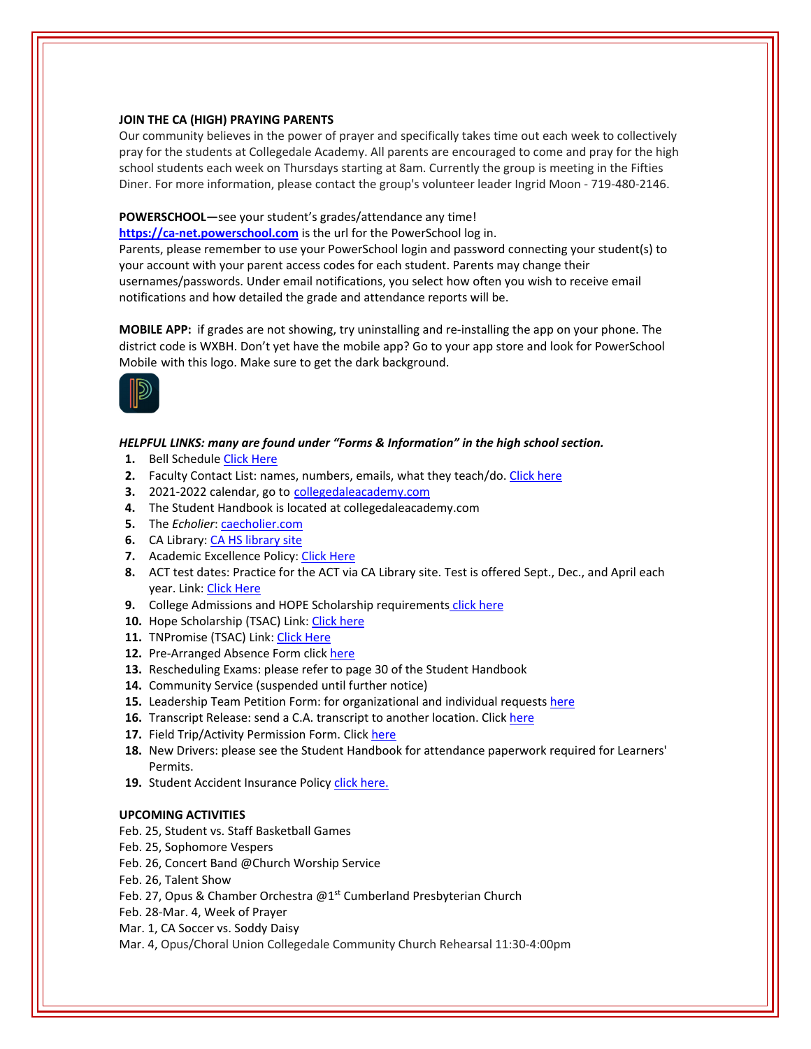**JOIN THE CA (HIGH) PRAYING PARENTS**

Our community believes in the power of prayer and specifically takes time out each week to collectively pray for the students at Collegedale Academy. All parents are encouraged to come and pray for the high school students each week on Thursdays starting at 8am. Currently the group is meeting in the Fifties Diner. For more information, please contact the group's volunteer leader Ingrid Moon - 719-480-2146.

**POWERSCHOOL—**see your student's grades/attendance any time!

**https://ca-net.powerschool.com** is the url for the PowerSchool log in.

Parents, please remember to use your PowerSchool login and password connecting your student(s) to your account with your parent access codes for each student. Parents may change their usernames/passwords. Under email notifications, you select how often you wish to receive email notifications and how detailed the grade and attendance reports will be.

**MOBILE APP:** if grades are not showing, try uninstalling and re-installing the app on your phone. The district code is WXBH. Don't yet have the mobile app? Go to your app store and look for PowerSchool Mobile with this logo. Make sure to get the dark background.

***HELPFUL LINKS: many are found under "Forms & Information" in the high school section.***

1. Bell Schedule Click Here
2. Faculty Contact List: names, numbers, emails, what they teach/do. Click here
3. 2021-2022 calendar, go to collegedaleacademy.com
4. The Student Handbook is located at collegedaleacademy.com
5. The *Echolier*: caecholier.com
6. CA Library: CA HS library site
7. Academic Excellence Policy: Click Here
8. ACT test dates: Practice for the ACT via CA Library site. Test is offered Sept., Dec., and April each year. Link: Click Here
9. College Admissions and HOPE Scholarship requirements click here
10. Hope Scholarship (TSAC) Link: Click here
11. TNPromise (TSAC) Link: Click Here
12. Pre-Arranged Absence Form click here
13. Rescheduling Exams: please refer to page 30 of the Student Handbook
14. Community Service (suspended until further notice)
15. Leadership Team Petition Form: for organizational and individual requests here
16. Transcript Release: send a C.A. transcript to another location. Click here
17. Field Trip/Activity Permission Form. Click here
18. New Drivers: please see the Student Handbook for attendance paperwork required for Learners' Permits.
19. Student Accident Insurance Policy click here.

**UPCOMING ACTIVITIES**

Feb. 25, Student vs. Staff Basketball Games
Feb. 25, Sophomore Vespers
Feb. 26, Concert Band @Church Worship Service
Feb. 26, Talent Show
Feb. 27, Opus & Chamber Orchestra @1st Cumberland Presbyterian Church
Feb. 28-Mar. 4, Week of Prayer
Mar. 1, CA Soccer vs. Soddy Daisy
Mar. 4, Opus/Choral Union Collegedale Community Church Rehearsal 11:30-4:00pm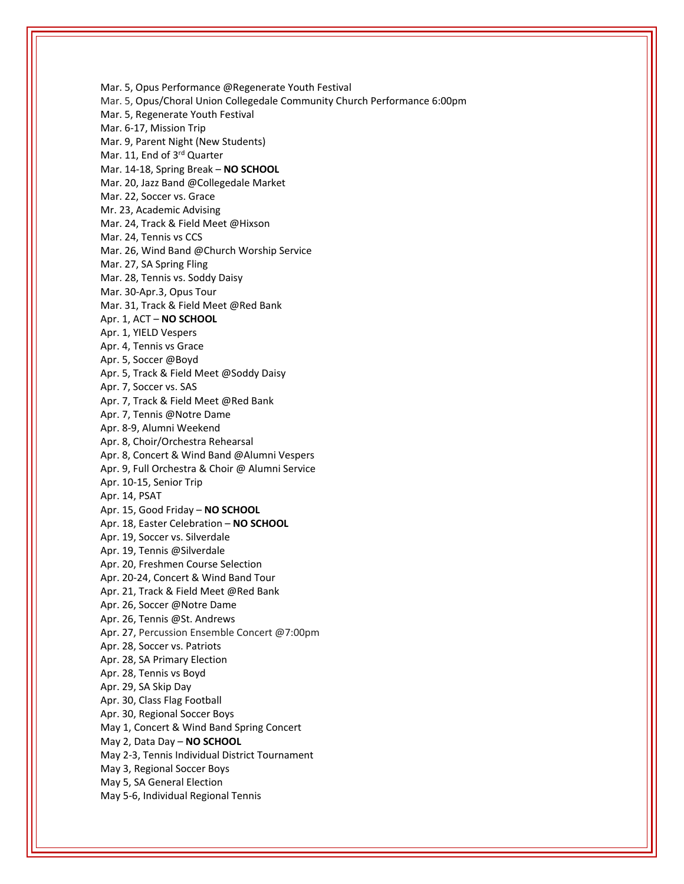Mar. 5, Opus Performance @Regenerate Youth Festival  
Mar. 5, Opus/Choral Union Collegedale Community Church Performance 6:00pm  
Mar. 5, Regenerate Youth Festival  
Mar. 6-17, Mission Trip  
Mar. 9, Parent Night (New Students)  
Mar. 11, End of 3rd Quarter  
Mar. 14-18, Spring Break – **NO SCHOOL**  
Mar. 20, Jazz Band @Collegedale Market  
Mar. 22, Soccer vs. Grace  
Mr. 23, Academic Advising  
Mar. 24, Track & Field Meet @Hixson  
Mar. 24, Tennis vs CCS  
Mar. 26, Wind Band @Church Worship Service  
Mar. 27, SA Spring Fling  
Mar. 28, Tennis vs. Soddy Daisy  
Mar. 30-Apr.3, Opus Tour  
Mar. 31, Track & Field Meet @Red Bank  
Apr. 1, ACT – **NO SCHOOL**  
Apr. 1, YIELD Vespers  
Apr. 4, Tennis vs Grace  
Apr. 5, Soccer @Boyd  
Apr. 5, Track & Field Meet @Soddy Daisy  
Apr. 7, Soccer vs. SAS  
Apr. 7, Track & Field Meet @Red Bank  
Apr. 7, Tennis @Notre Dame  
Apr. 8-9, Alumni Weekend  
Apr. 8, Choir/Orchestra Rehearsal  
Apr. 8, Concert & Wind Band @Alumni Vespers  
Apr. 9, Full Orchestra & Choir @ Alumni Service  
Apr. 10-15, Senior Trip  
Apr. 14, PSAT  
Apr. 15, Good Friday – **NO SCHOOL**  
Apr. 18, Easter Celebration – **NO SCHOOL**  
Apr. 19, Soccer vs. Silverdale  
Apr. 19, Tennis @Silverdale  
Apr. 20, Freshmen Course Selection  
Apr. 20-24, Concert & Wind Band Tour  
Apr. 21, Track & Field Meet @Red Bank  
Apr. 26, Soccer @Notre Dame  
Apr. 26, Tennis @St. Andrews  
Apr. 27, Percussion Ensemble Concert @7:00pm  
Apr. 28, Soccer vs. Patriots  
Apr. 28, SA Primary Election  
Apr. 28, Tennis vs Boyd  
Apr. 29, SA Skip Day  
Apr. 30, Class Flag Football  
Apr. 30, Regional Soccer Boys  
May 1, Concert & Wind Band Spring Concert  
May 2, Data Day – **NO SCHOOL**  
May 2-3, Tennis Individual District Tournament  
May 3, Regional Soccer Boys  
May 5, SA General Election  
May 5-6, Individual Regional Tennis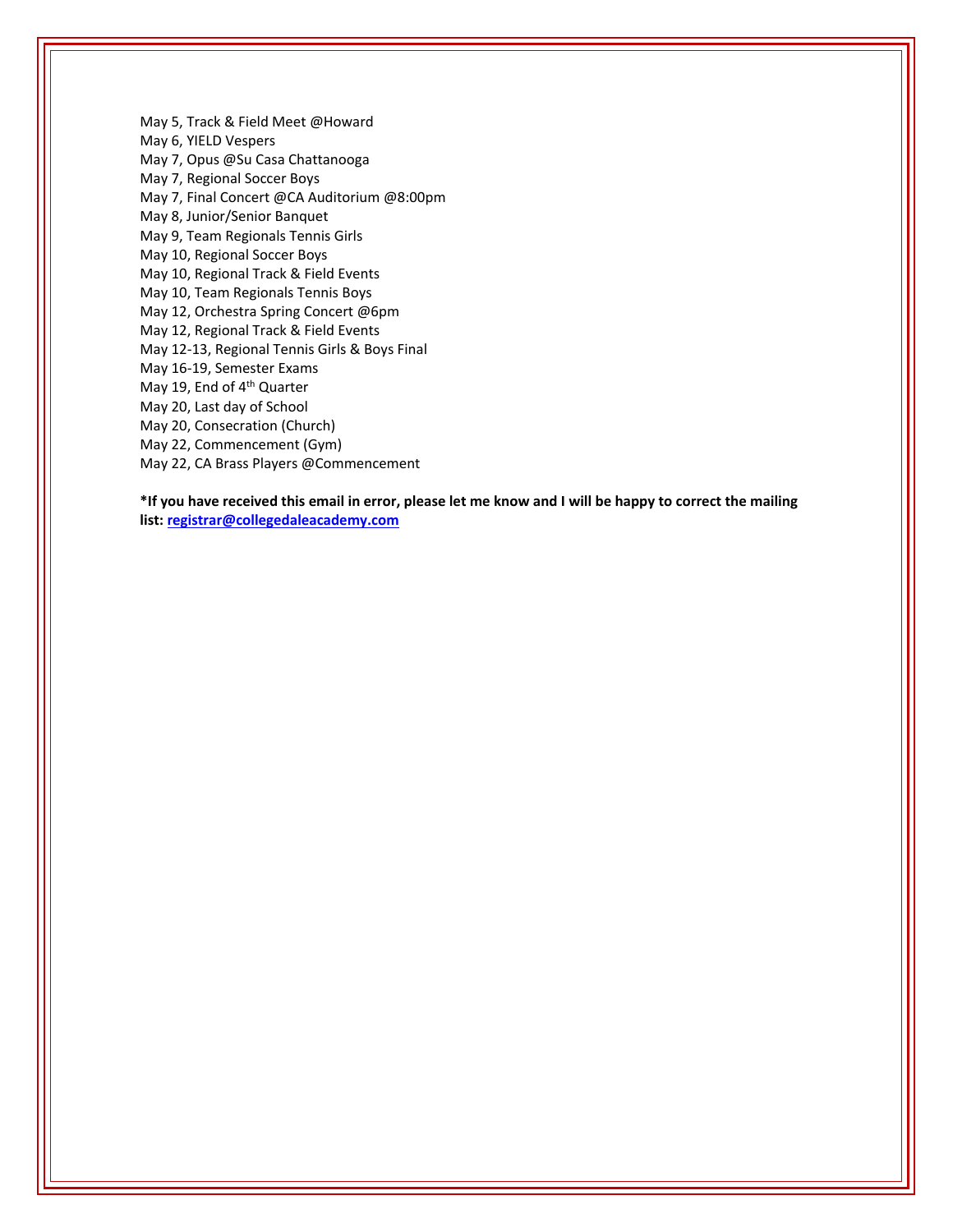May 5, Track & Field Meet @Howard
May 6, YIELD Vespers
May 7, Opus @Su Casa Chattanooga
May 7, Regional Soccer Boys
May 7, Final Concert @CA Auditorium @8:00pm
May 8, Junior/Senior Banquet
May 9, Team Regionals Tennis Girls
May 10, Regional Soccer Boys
May 10, Regional Track & Field Events
May 10, Team Regionals Tennis Boys
May 12, Orchestra Spring Concert @6pm
May 12, Regional Track & Field Events
May 12-13, Regional Tennis Girls & Boys Final
May 16-19, Semester Exams
May 19, End of 4th Quarter
May 20, Last day of School
May 20, Consecration (Church)
May 22, Commencement (Gym)
May 22, CA Brass Players @Commencement

**\*If you have received this email in error, please let me know and I will be happy to correct the mailing list: [registrar@collegedaleacademy.com](mailto:registrar@collegedaleacademy.com)**